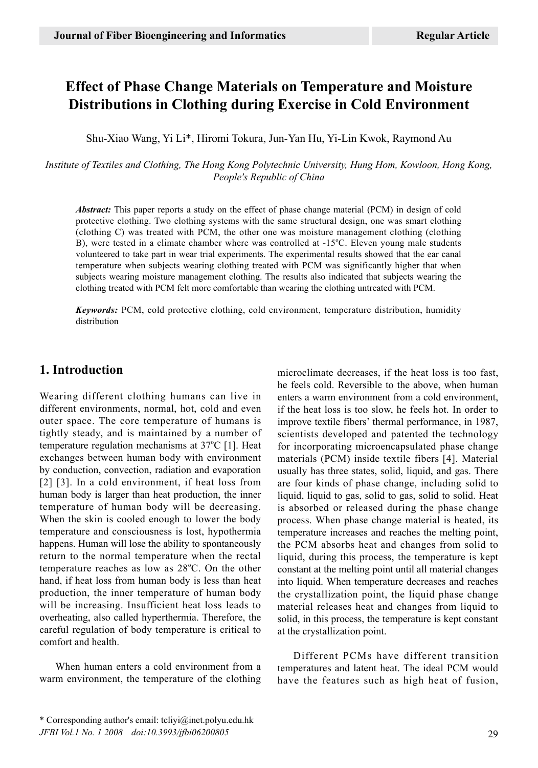# Effect of Phase Change Materials on Temperature and Moisture Distributions in Clothing during Exercise in Cold Environment

Shu-Xiao Wang, Yi Li*, Hiromi Tokura, Jun-Yan Hu, Yi-Lin Kwok, Raymond Au

*Institute of Textiles and Clothing, The Hong Kong Polytechnic University, Hung Hom, Kowloon, Hong Kong, People's Republic of China*

***Abstract:*** This paper reports a study on the effect of phase change material (PCM) in design of cold protective clothing. Two clothing systems with the same structural design, one was smart clothing (clothing C) was treated with PCM, the other one was moisture management clothing (clothing B), were tested in a climate chamber where was controlled at -15°C. Eleven young male students volunteered to take part in wear trial experiments. The experimental results showed that the ear canal temperature when subjects wearing clothing treated with PCM was significantly higher that when subjects wearing moisture management clothing. The results also indicated that subjects wearing the clothing treated with PCM felt more comfortable than wearing the clothing untreated with PCM.

***Keywords:*** PCM, cold protective clothing, cold environment, temperature distribution, humidity distribution

## 1. Introduction

Wearing different clothing humans can live in different environments, normal, hot, cold and even outer space. The core temperature of humans is tightly steady, and is maintained by a number of temperature regulation mechanisms at 37°C [1]. Heat exchanges between human body with environment by conduction, convection, radiation and evaporation [2] [3]. In a cold environment, if heat loss from human body is larger than heat production, the inner temperature of human body will be decreasing. When the skin is cooled enough to lower the body temperature and consciousness is lost, hypothermia happens. Human will lose the ability to spontaneously return to the normal temperature when the rectal temperature reaches as low as 28°C. On the other hand, if heat loss from human body is less than heat production, the inner temperature of human body will be increasing. Insufficient heat loss leads to overheating, also called hyperthermia. Therefore, the careful regulation of body temperature is critical to comfort and health.

When human enters a cold environment from a warm environment, the temperature of the clothing microclimate decreases, if the heat loss is too fast, he feels cold. Reversible to the above, when human enters a warm environment from a cold environment, if the heat loss is too slow, he feels hot. In order to improve textile fibers' thermal performance, in 1987, scientists developed and patented the technology for incorporating microencapsulated phase change materials (PCM) inside textile fibers [4]. Material usually has three states, solid, liquid, and gas. There are four kinds of phase change, including solid to liquid, liquid to gas, solid to gas, solid to solid. Heat is absorbed or released during the phase change process. When phase change material is heated, its temperature increases and reaches the melting point, the PCM absorbs heat and changes from solid to liquid, during this process, the temperature is kept constant at the melting point until all material changes into liquid. When temperature decreases and reaches the crystallization point, the liquid phase change material releases heat and changes from liquid to solid, in this process, the temperature is kept constant at the crystallization point.

Different PCMs have different transition temperatures and latent heat. The ideal PCM would have the features such as high heat of fusion,

\* Corresponding author's email: tcliyi@inet.polyu.edu.hk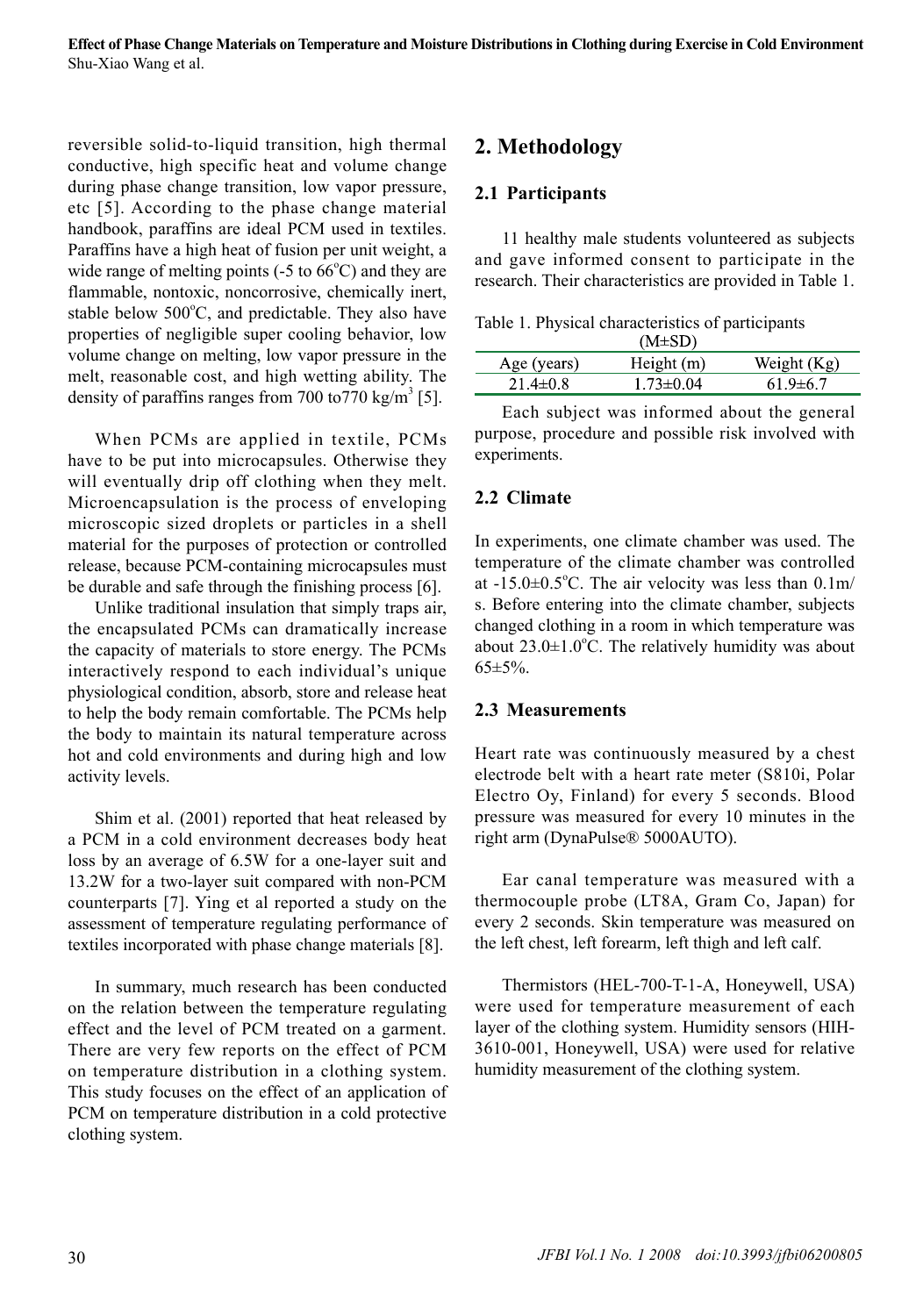reversible solid-to-liquid transition, high thermal conductive, high specific heat and volume change during phase change transition, low vapor pressure, etc [5]. According to the phase change material handbook, paraffins are ideal PCM used in textiles. Paraffins have a high heat of fusion per unit weight, a wide range of melting points (-5 to 66°C) and they are flammable, nontoxic, noncorrosive, chemically inert, stable below 500°C, and predictable. They also have properties of negligible super cooling behavior, low volume change on melting, low vapor pressure in the melt, reasonable cost, and high wetting ability. The density of paraffins ranges from 700 to770 kg/m$^3$ [5].

When PCMs are applied in textile, PCMs have to be put into microcapsules. Otherwise they will eventually drip off clothing when they melt. Microencapsulation is the process of enveloping microscopic sized droplets or particles in a shell material for the purposes of protection or controlled release, because PCM-containing microcapsules must be durable and safe through the finishing process [6].

Unlike traditional insulation that simply traps air, the encapsulated PCMs can dramatically increase the capacity of materials to store energy. The PCMs interactively respond to each individual's unique physiological condition, absorb, store and release heat to help the body remain comfortable. The PCMs help the body to maintain its natural temperature across hot and cold environments and during high and low activity levels.

Shim et al. (2001) reported that heat released by a PCM in a cold environment decreases body heat loss by an average of 6.5W for a one-layer suit and 13.2W for a two-layer suit compared with non-PCM counterparts [7]. Ying et al reported a study on the assessment of temperature regulating performance of textiles incorporated with phase change materials [8].

In summary, much research has been conducted on the relation between the temperature regulating effect and the level of PCM treated on a garment. There are very few reports on the effect of PCM on temperature distribution in a clothing system. This study focuses on the effect of an application of PCM on temperature distribution in a cold protective clothing system.

## 2. Methodology

### 2.1 Participants

11 healthy male students volunteered as subjects and gave informed consent to participate in the research. Their characteristics are provided in Table 1.

Table 1. Physical characteristics of participants (M±SD)

| Age (years) | Height (m) | Weight (Kg) |
|---|---|---|
| 21.4±0.8 | 1.73±0.04 | 61.9±6.7 |

Each subject was informed about the general purpose, procedure and possible risk involved with experiments.

### 2.2 Climate

In experiments, one climate chamber was used. The temperature of the climate chamber was controlled at -15.0±0.5°C. The air velocity was less than 0.1m/s. Before entering into the climate chamber, subjects changed clothing in a room in which temperature was about 23.0±1.0°C. The relatively humidity was about 65±5%.

### 2.3 Measurements

Heart rate was continuously measured by a chest electrode belt with a heart rate meter (S810i, Polar Electro Oy, Finland) for every 5 seconds. Blood pressure was measured for every 10 minutes in the right arm (DynaPulse® 5000AUTO).

Ear canal temperature was measured with a thermocouple probe (LT8A, Gram Co, Japan) for every 2 seconds. Skin temperature was measured on the left chest, left forearm, left thigh and left calf.

Thermistors (HEL-700-T-1-A, Honeywell, USA) were used for temperature measurement of each layer of the clothing system. Humidity sensors (HIH-3610-001, Honeywell, USA) were used for relative humidity measurement of the clothing system.